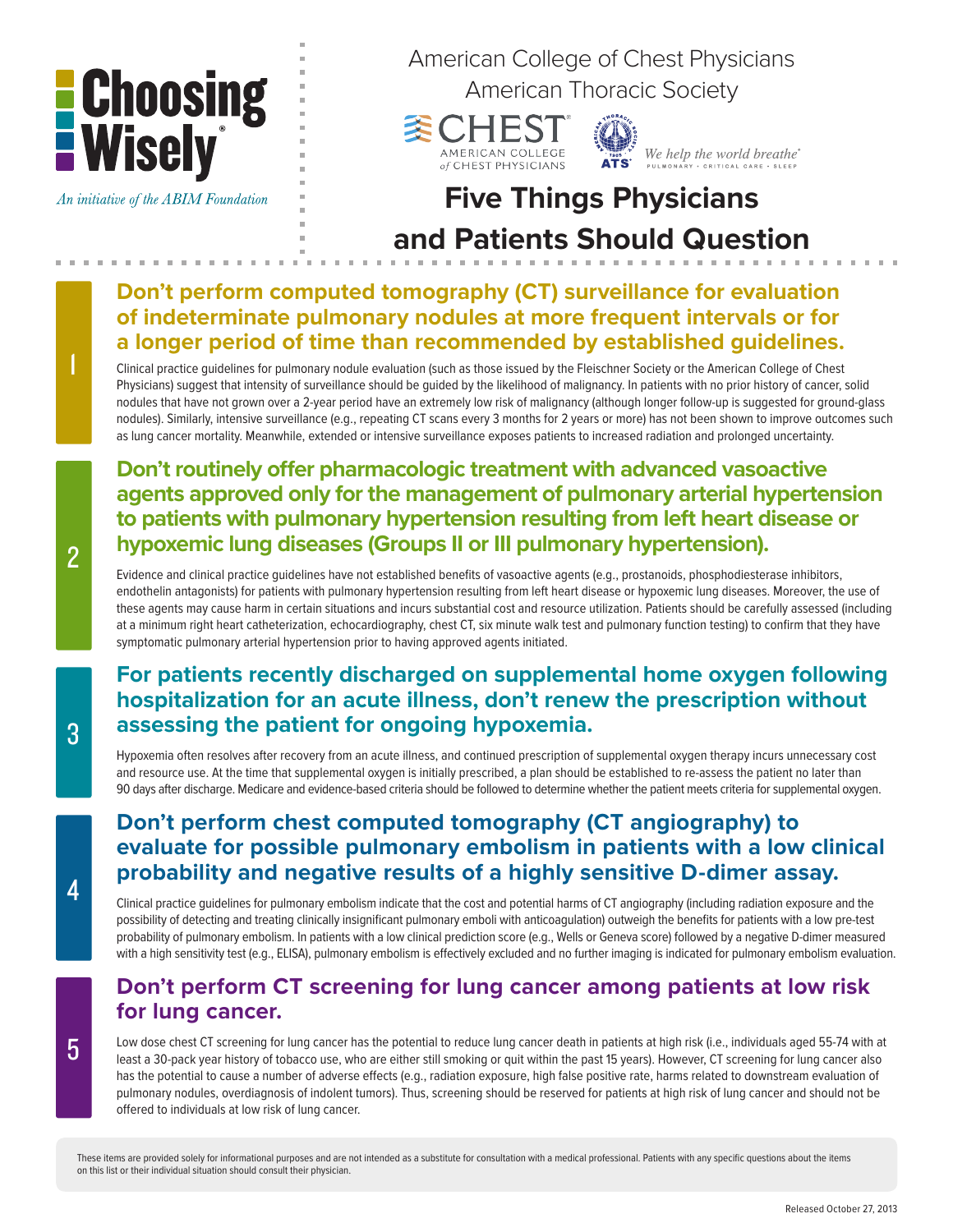# Choosing Wisely

*An initiative of the ABIM Foundation*

American College of Chest Physicians
American Thoracic Society

CHEST AMERICAN COLLEGE of CHEST PHYSICIANS

ATS *We help the world breathe*
PULMONARY · CRITICAL CARE · SLEEP

## Five Things Physicians and Patients Should Question

### 1 Don't perform computed tomography (CT) surveillance for evaluation of indeterminate pulmonary nodules at more frequent intervals or for a longer period of time than recommended by established guidelines.

Clinical practice guidelines for pulmonary nodule evaluation (such as those issued by the Fleischner Society or the American College of Chest Physicians) suggest that intensity of surveillance should be guided by the likelihood of malignancy. In patients with no prior history of cancer, solid nodules that have not grown over a 2-year period have an extremely low risk of malignancy (although longer follow-up is suggested for ground-glass nodules). Similarly, intensive surveillance (e.g., repeating CT scans every 3 months for 2 years or more) has not been shown to improve outcomes such as lung cancer mortality. Meanwhile, extended or intensive surveillance exposes patients to increased radiation and prolonged uncertainty.

### 2 Don't routinely offer pharmacologic treatment with advanced vasoactive agents approved only for the management of pulmonary arterial hypertension to patients with pulmonary hypertension resulting from left heart disease or hypoxemic lung diseases (Groups II or III pulmonary hypertension).

Evidence and clinical practice guidelines have not established benefits of vasoactive agents (e.g., prostanoids, phosphodiesterase inhibitors, endothelin antagonists) for patients with pulmonary hypertension resulting from left heart disease or hypoxemic lung diseases. Moreover, the use of these agents may cause harm in certain situations and incurs substantial cost and resource utilization. Patients should be carefully assessed (including at a minimum right heart catheterization, echocardiography, chest CT, six minute walk test and pulmonary function testing) to confirm that they have symptomatic pulmonary arterial hypertension prior to having approved agents initiated.

### 3 For patients recently discharged on supplemental home oxygen following hospitalization for an acute illness, don't renew the prescription without assessing the patient for ongoing hypoxemia.

Hypoxemia often resolves after recovery from an acute illness, and continued prescription of supplemental oxygen therapy incurs unnecessary cost and resource use. At the time that supplemental oxygen is initially prescribed, a plan should be established to re-assess the patient no later than 90 days after discharge. Medicare and evidence-based criteria should be followed to determine whether the patient meets criteria for supplemental oxygen.

### 4 Don't perform chest computed tomography (CT angiography) to evaluate for possible pulmonary embolism in patients with a low clinical probability and negative results of a highly sensitive D-dimer assay.

Clinical practice guidelines for pulmonary embolism indicate that the cost and potential harms of CT angiography (including radiation exposure and the possibility of detecting and treating clinically insignificant pulmonary emboli with anticoagulation) outweigh the benefits for patients with a low pre-test probability of pulmonary embolism. In patients with a low clinical prediction score (e.g., Wells or Geneva score) followed by a negative D-dimer measured with a high sensitivity test (e.g., ELISA), pulmonary embolism is effectively excluded and no further imaging is indicated for pulmonary embolism evaluation.

### 5 Don't perform CT screening for lung cancer among patients at low risk for lung cancer.

Low dose chest CT screening for lung cancer has the potential to reduce lung cancer death in patients at high risk (i.e., individuals aged 55-74 with at least a 30-pack year history of tobacco use, who are either still smoking or quit within the past 15 years). However, CT screening for lung cancer also has the potential to cause a number of adverse effects (e.g., radiation exposure, high false positive rate, harms related to downstream evaluation of pulmonary nodules, overdiagnosis of indolent tumors). Thus, screening should be reserved for patients at high risk of lung cancer and should not be offered to individuals at low risk of lung cancer.

These items are provided solely for informational purposes and are not intended as a substitute for consultation with a medical professional. Patients with any specific questions about the items on this list or their individual situation should consult their physician.

Released October 27, 2013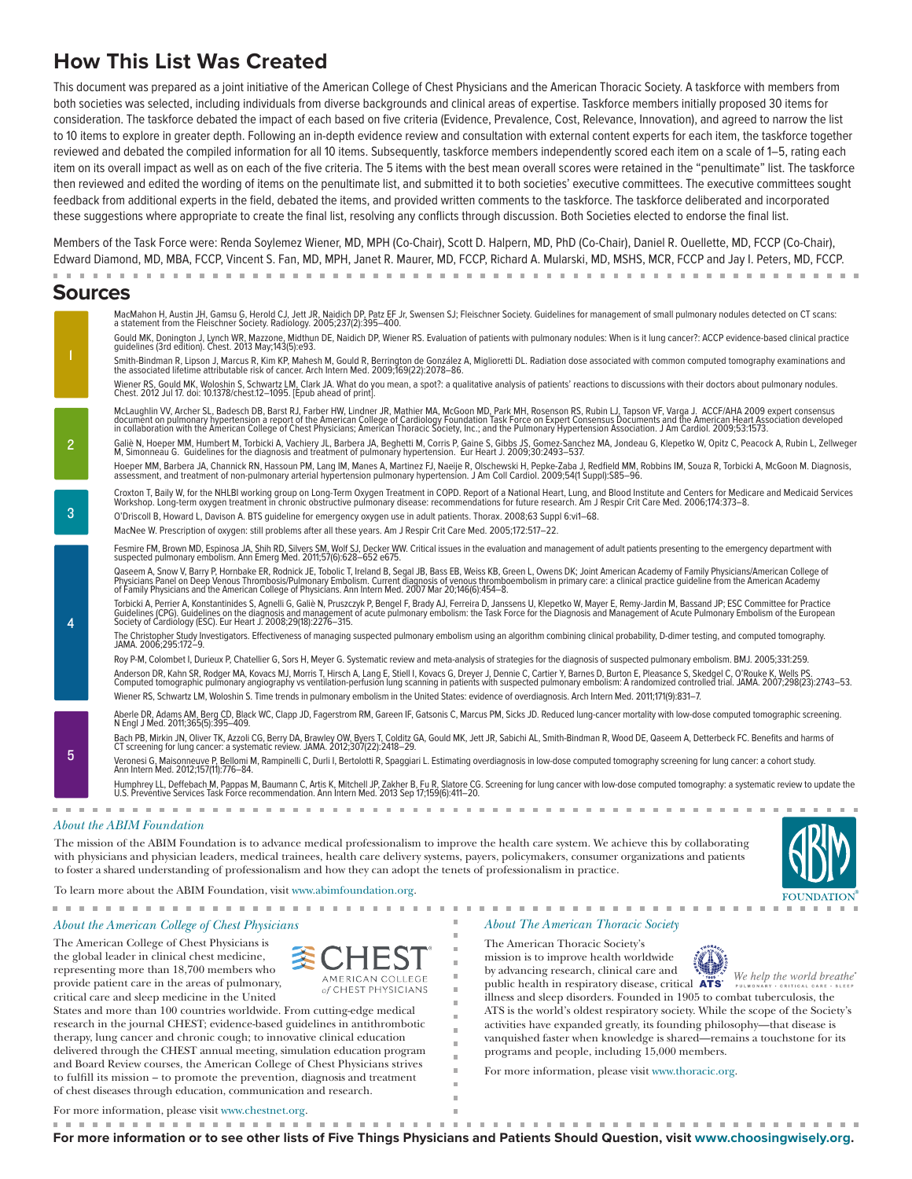## How This List Was Created

This document was prepared as a joint initiative of the American College of Chest Physicians and the American Thoracic Society. A taskforce with members from both societies was selected, including individuals from diverse backgrounds and clinical areas of expertise. Taskforce members initially proposed 30 items for consideration. The taskforce debated the impact of each based on five criteria (Evidence, Prevalence, Cost, Relevance, Innovation), and agreed to narrow the list to 10 items to explore in greater depth. Following an in-depth evidence review and consultation with external content experts for each item, the taskforce together reviewed and debated the compiled information for all 10 items. Subsequently, taskforce members independently scored each item on a scale of 1–5, rating each item on its overall impact as well as on each of the five criteria. The 5 items with the best mean overall scores were retained in the "penultimate" list. The taskforce then reviewed and edited the wording of items on the penultimate list, and submitted it to both societies' executive committees. The executive committees sought feedback from additional experts in the field, debated the items, and provided written comments to the taskforce. The taskforce deliberated and incorporated these suggestions where appropriate to create the final list, resolving any conflicts through discussion. Both Societies elected to endorse the final list.

Members of the Task Force were: Renda Soylemez Wiener, MD, MPH (Co-Chair), Scott D. Halpern, MD, PhD (Co-Chair), Daniel R. Ouellette, MD, FCCP (Co-Chair), Edward Diamond, MD, MBA, FCCP, Vincent S. Fan, MD, MPH, Janet R. Maurer, MD, FCCP, Richard A. Mularski, MD, MSHS, MCR, FCCP and Jay I. Peters, MD, FCCP.

## Sources

**1**

MacMahon H, Austin JH, Gamsu G, Herold CJ, Jett JR, Naidich DP, Patz EF Jr, Swensen SJ; Fleischner Society. Guidelines for management of small pulmonary nodules detected on CT scans: a statement from the Fleischner Society. Radiology. 2005;237(2):395–400.

Gould MK, Donington J, Lynch WR, Mazzone, Midthun DE, Naidich DP, Wiener RS. Evaluation of patients with pulmonary nodules: When is it lung cancer?: ACCP evidence-based clinical practice guidelines (3rd edition). Chest. 2013 May;143(5):e93.

Smith-Bindman R, Lipson J, Marcus R, Kim KP, Mahesh M, Gould R, Berrington de González A, Miglioretti DL. Radiation dose associated with common computed tomography examinations and the associated lifetime attributable risk of cancer. Arch Intern Med. 2009;169(22):2078–86.

Wiener RS, Gould MK, Woloshin S, Schwartz LM, Clark JA. What do you mean, a spot?: a qualitative analysis of patients' reactions to discussions with their doctors about pulmonary nodules. Chest. 2012 Jul 17. doi: 10.1378/chest.12–1095. [Epub ahead of print].

**2**

McLaughlin VV, Archer SL, Badesch DB, Barst RJ, Farber HW, Lindner JR, Mathier MA, McGoon MD, Park MH, Rosenson RS, Rubin LJ, Tapson VF, Varga J. ACCF/AHA 2009 expert consensus document on pulmonary hypertension a report of the American College of Cardiology Foundation Task Force on Expert Consensus Documents and the American Heart Association developed in collaboration with the American College of Chest Physicians; American Thoracic Society, Inc.; and the Pulmonary Hypertension Association. J Am Cardiol. 2009;53:1573.

Galiè N, Hoeper MM, Humbert M, Torbicki A, Vachiery JL, Barbera JA, Beghetti M, Corris P, Gaine S, Gibbs JS, Gomez-Sanchez MA, Jondeau G, Klepetko W, Opitz C, Peacock A, Rubin L, Zellweger M, Simonneau G. Guidelines for the diagnosis and treatment of pulmonary hypertension. Eur Heart J. 2009;30:2493–537.

Hoeper MM, Barbera JA, Channick RN, Hassoun PM, Lang IM, Manes A, Martinez FJ, Naeije R, Olschewski H, Pepke-Zaba J, Redfield MM, Robbins IM, Souza R, Torbicki A, McGoon M. Diagnosis, assessment, and treatment of non-pulmonary arterial hypertension pulmonary hypertension. J Am Coll Cardiol. 2009;54(1 Suppl):S85–96.

**3**

Croxton T, Baily W, for the NHLBI working group on Long-Term Oxygen Treatment in COPD. Report of a National Heart, Lung, and Blood Institute and Centers for Medicare and Medicaid Services Workshop. Long-term oxygen treatment in chronic obstructive pulmonary disease: recommendations for future research. Am J Respir Crit Care Med. 2006;174:373–8.

O'Driscoll B, Howard L, Davison A. BTS guideline for emergency oxygen use in adult patients. Thorax. 2008;63 Suppl 6:vi1–68.

MacNee W. Prescription of oxygen: still problems after all these years. Am J Respir Crit Care Med. 2005;172:517–22.

**4**

Fesmire FM, Brown MD, Espinosa JA, Shih RD, Silvers SM, Wolf SJ, Decker WW. Critical issues in the evaluation and management of adult patients presenting to the emergency department with suspected pulmonary embolism. Ann Emerg Med. 2011;57(6):628–652 e675.

Qaseem A, Snow V, Barry P, Hornbake ER, Rodnick JE, Tobolic T, Ireland B, Segal JB, Bass EB, Weiss KB, Green L, Owens DK; Joint American Academy of Family Physicians/American College of Physicians Panel on Deep Venous Thrombosis/Pulmonary Embolism. Current diagnosis of venous thromboembolism in primary care: a clinical practice guideline from the American Academy of Family Physicians and the American College of Physicians. Ann Intern Med. 2007 Mar 20;146(6):454–8.

Torbicki A, Perrier A, Konstantinides S, Agnelli G, Galiè N, Pruszczyk P, Bengel F, Brady AJ, Ferreira D, Janssens U, Klepetko W, Mayer E, Remy-Jardin M, Bassand JP; ESC Committee for Practice Guidelines (CPG). Guidelines on the diagnosis and management of acute pulmonary embolism: the Task Force for the Diagnosis and Management of Acute Pulmonary Embolism of the European Society of Cardiology (ESC). Eur Heart J. 2008;29(18):2276–315.

The Christopher Study Investigators. Effectiveness of managing suspected pulmonary embolism using an algorithm combining clinical probability, D-dimer testing, and computed tomography. JAMA. 2006;295:172–9.

Roy P-M, Colombet I, Durieux P, Chatellier G, Sors H, Meyer G. Systematic review and meta-analysis of strategies for the diagnosis of suspected pulmonary embolism. BMJ. 2005;331:259.

Anderson DR, Kahn SR, Rodger MA, Kovacs MJ, Morris T, Hirsch A, Lang E, Stiell I, Kovacs G, Dreyer J, Dennie C, Cartier Y, Barnes D, Burton E, Pleasance S, Skedgel C, O'Rouke K, Wells PS. Computed tomographic pulmonary angiography vs ventilation-perfusion lung scanning in patients with suspected pulmonary embolism: A randomized controlled trial. JAMA. 2007;298(23):2743–53.

Wiener RS, Schwartz LM, Woloshin S. Time trends in pulmonary embolism in the United States: evidence of overdiagnosis. Arch Intern Med. 2011;171(9):831–7.

**5**

Aberle DR, Adams AM, Berg CD, Black WC, Clapp JD, Fagerstrom RM, Gareen IF, Gatsonis C, Marcus PM, Sicks JD. Reduced lung-cancer mortality with low-dose computed tomographic screening. N Engl J Med. 2011;365(5):395–409.

Bach PB, Mirkin JN, Oliver TK, Azzoli CG, Berry DA, Brawley OW, Byers T, Colditz GA, Gould MK, Jett JR, Sabichi AL, Smith-Bindman R, Wood DE, Qaseem A, Detterbeck FC. Benefits and harms of CT screening for lung cancer: a systematic review. JAMA. 2012;307(22):2418–29.

Veronesi G, Maisonneuve P, Bellomi M, Rampinelli C, Durli I, Bertolotti R, Spaggiari L. Estimating overdiagnosis in low-dose computed tomography screening for lung cancer: a cohort study. Ann Intern Med. 2012;157(11):776–84.

Humphrey LL, Deffebach M, Pappas M, Baumann C, Artis K, Mitchell JP, Zakher B, Fu R, Slatore CG. Screening for lung cancer with low-dose computed tomography: a systematic review to update the U.S. Preventive Services Task Force recommendation. Ann Intern Med. 2013 Sep 17;159(6):411–20.

*About the ABIM Foundation*

The mission of the ABIM Foundation is to advance medical professionalism to improve the health care system. We achieve this by collaborating with physicians and physician leaders, medical trainees, health care delivery systems, payers, policymakers, consumer organizations and patients to foster a shared understanding of professionalism and how they can adopt the tenets of professionalism in practice.

To learn more about the ABIM Foundation, visit www.abimfoundation.org.

*About the American College of Chest Physicians*

The American College of Chest Physicians is the global leader in clinical chest medicine, representing more than 18,700 members who provide patient care in the areas of pulmonary, critical care and sleep medicine in the United States and more than 100 countries worldwide. From cutting-edge medical research in the journal CHEST; evidence-based guidelines in antithrombotic therapy, lung cancer and chronic cough; to innovative clinical education delivered through the CHEST annual meeting, simulation education program and Board Review courses, the American College of Chest Physicians strives to fulfill its mission – to promote the prevention, diagnosis and treatment of chest diseases through education, communication and research.

For more information, please visit www.chestnet.org.

*About The American Thoracic Society*

The American Thoracic Society's mission is to improve health worldwide by advancing research, clinical care and public health in respiratory disease, critical illness and sleep disorders. Founded in 1905 to combat tuberculosis, the ATS is the world's oldest respiratory society. While the scope of the Society's activities have expanded greatly, its founding philosophy—that disease is vanquished faster when knowledge is shared—remains a touchstone for its programs and people, including 15,000 members.

For more information, please visit www.thoracic.org.

**For more information or to see other lists of Five Things Physicians and Patients Should Question, visit www.choosingwisely.org.**